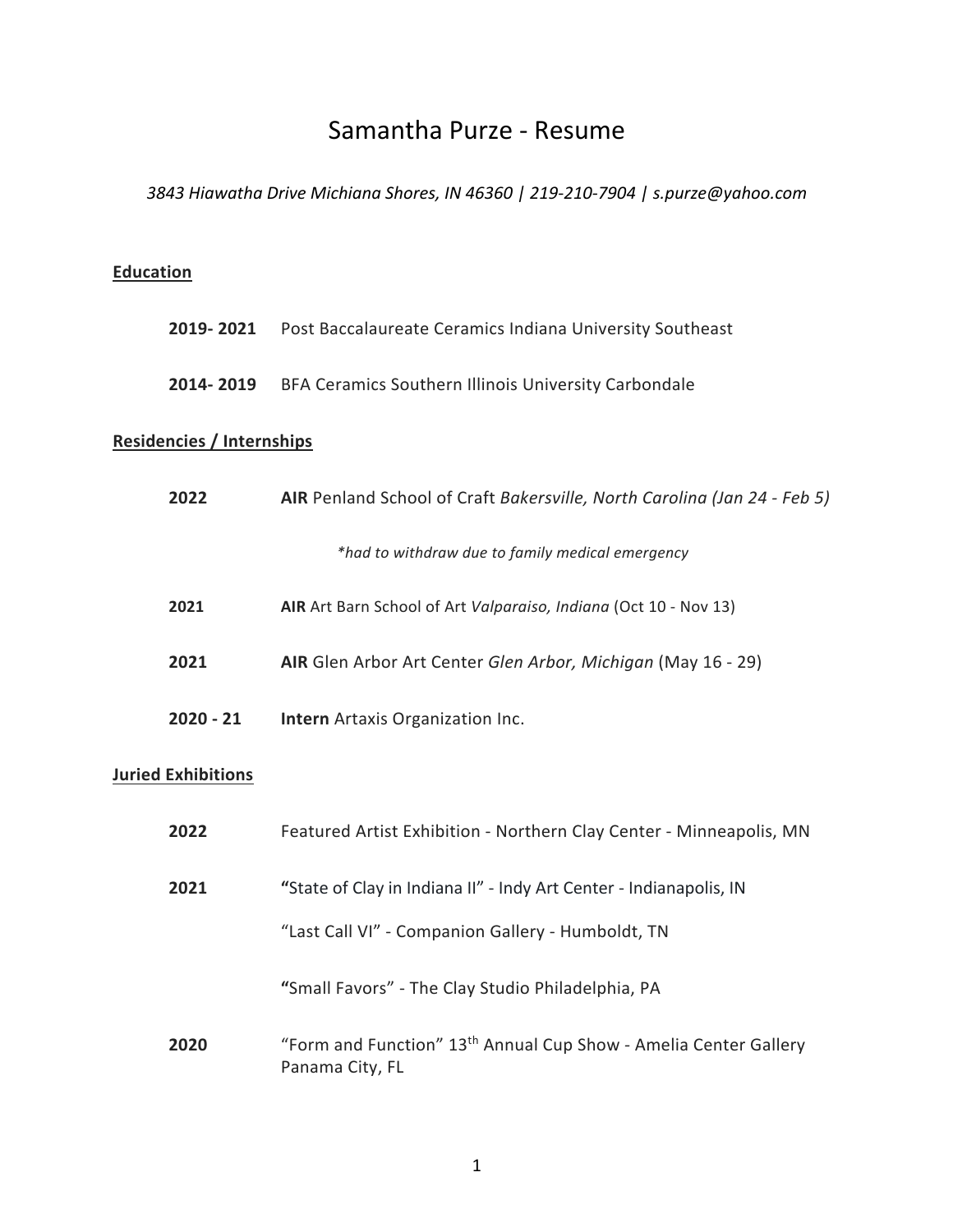# Samantha Purze - Resume

*3843 Hiawatha Drive Michiana Shores, IN 46360 | 219-210-7904 | s.purze@yahoo.com*

## Education

**2019- 2021** Post Baccalaureate Ceramics Indiana University Southeast

**2014- 2019** BFA Ceramics Southern Illinois University Carbondale

## Residencies / Internships

**2022** **AIR** Penland School of Craft *Bakersville, North Carolina (Jan 24 - Feb 5)*

*\*had to withdraw due to family medical emergency*

**2021** **AIR** Art Barn School of Art *Valparaiso, Indiana* (Oct 10 - Nov 13)

**2021** **AIR** Glen Arbor Art Center *Glen Arbor, Michigan* (May 16 - 29)

**2020 - 21** **Intern** Artaxis Organization Inc.

## Juried Exhibitions

**2022** Featured Artist Exhibition - Northern Clay Center - Minneapolis, MN

**2021** **"**State of Clay in Indiana II" - Indy Art Center - Indianapolis, IN

"Last Call VI" - Companion Gallery - Humboldt, TN

**"**Small Favors" - The Clay Studio Philadelphia, PA

**2020** "Form and Function" 13th Annual Cup Show - Amelia Center Gallery Panama City, FL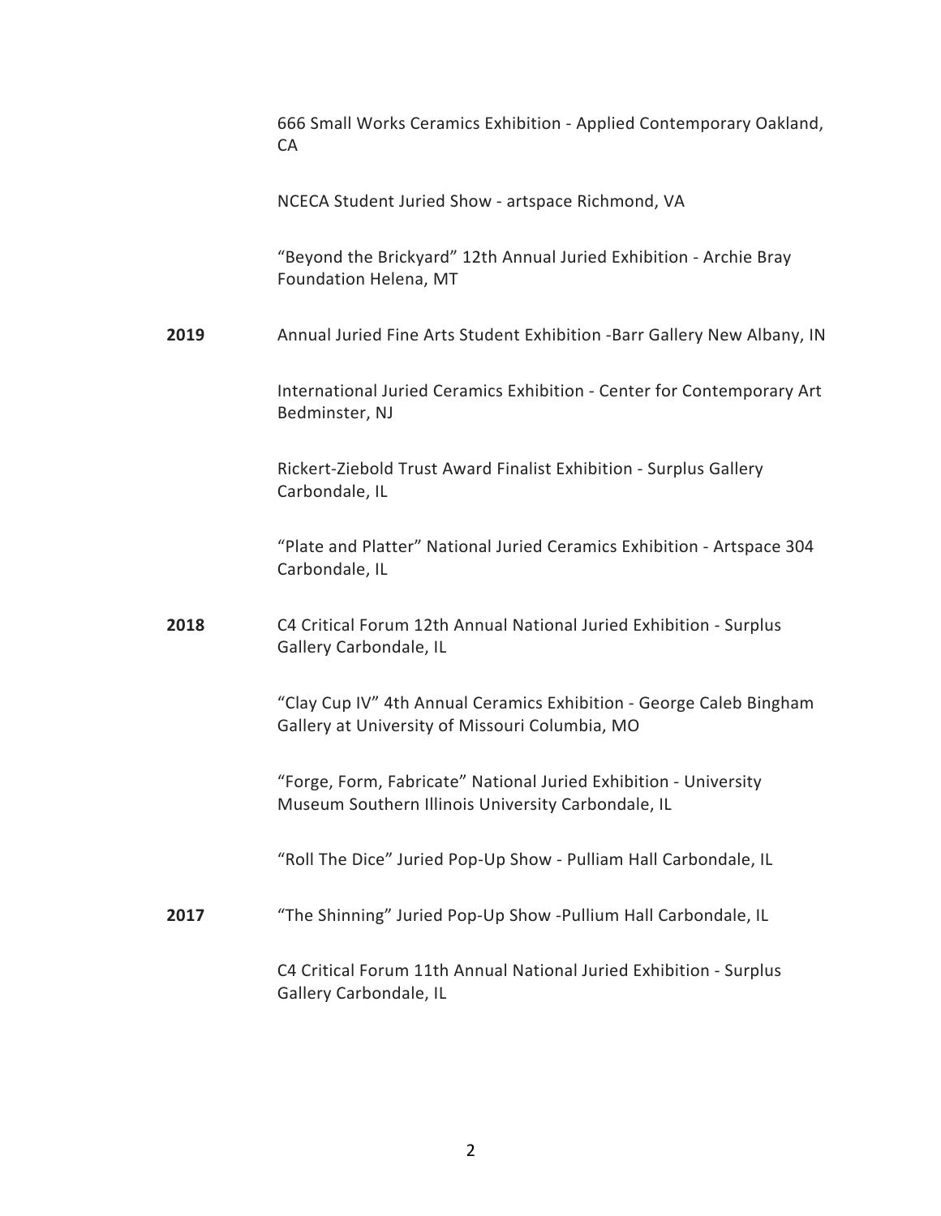666 Small Works Ceramics Exhibition - Applied Contemporary Oakland, CA

NCECA Student Juried Show - artspace Richmond, VA

“Beyond the Brickyard” 12th Annual Juried Exhibition - Archie Bray Foundation Helena, MT

**2019** Annual Juried Fine Arts Student Exhibition -Barr Gallery New Albany, IN

International Juried Ceramics Exhibition - Center for Contemporary Art Bedminster, NJ

Rickert-Ziebold Trust Award Finalist Exhibition - Surplus Gallery Carbondale, IL

“Plate and Platter” National Juried Ceramics Exhibition - Artspace 304 Carbondale, IL

**2018** C4 Critical Forum 12th Annual National Juried Exhibition - Surplus Gallery Carbondale, IL

“Clay Cup IV” 4th Annual Ceramics Exhibition - George Caleb Bingham Gallery at University of Missouri Columbia, MO

“Forge, Form, Fabricate” National Juried Exhibition - University Museum Southern Illinois University Carbondale, IL

“Roll The Dice” Juried Pop-Up Show - Pulliam Hall Carbondale, IL

**2017** “The Shinning” Juried Pop-Up Show -Pullium Hall Carbondale, IL

C4 Critical Forum 11th Annual National Juried Exhibition - Surplus Gallery Carbondale, IL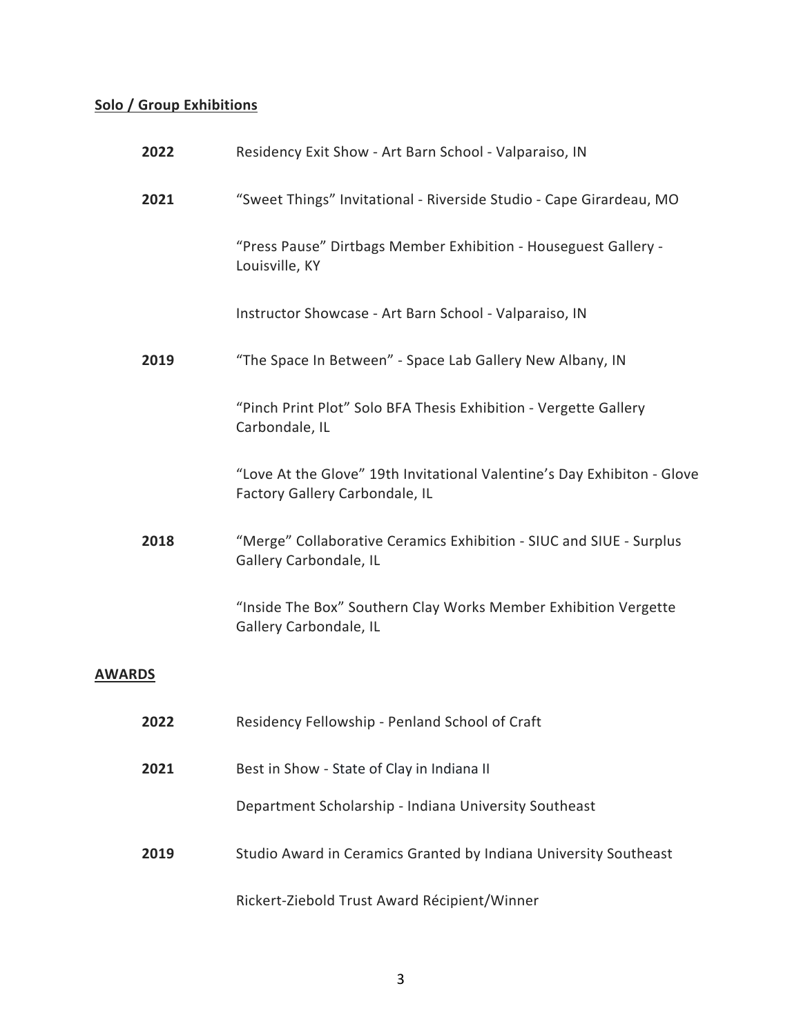**Solo / Group Exhibitions**

**2022** Residency Exit Show - Art Barn School - Valparaiso, IN

**2021** “Sweet Things” Invitational - Riverside Studio - Cape Girardeau, MO

“Press Pause” Dirtbags Member Exhibition - Houseguest Gallery - Louisville, KY

Instructor Showcase - Art Barn School - Valparaiso, IN

**2019** “The Space In Between” - Space Lab Gallery New Albany, IN

“Pinch Print Plot” Solo BFA Thesis Exhibition - Vergette Gallery Carbondale, IL

“Love At the Glove” 19th Invitational Valentine’s Day Exhibiton - Glove Factory Gallery Carbondale, IL

**2018** “Merge” Collaborative Ceramics Exhibition - SIUC and SIUE - Surplus Gallery Carbondale, IL

“Inside The Box” Southern Clay Works Member Exhibition Vergette Gallery Carbondale, IL

**AWARDS**

**2022** Residency Fellowship - Penland School of Craft

**2021** Best in Show - State of Clay in Indiana II

Department Scholarship - Indiana University Southeast

**2019** Studio Award in Ceramics Granted by Indiana University Southeast

Rickert-Ziebold Trust Award Récipient/Winner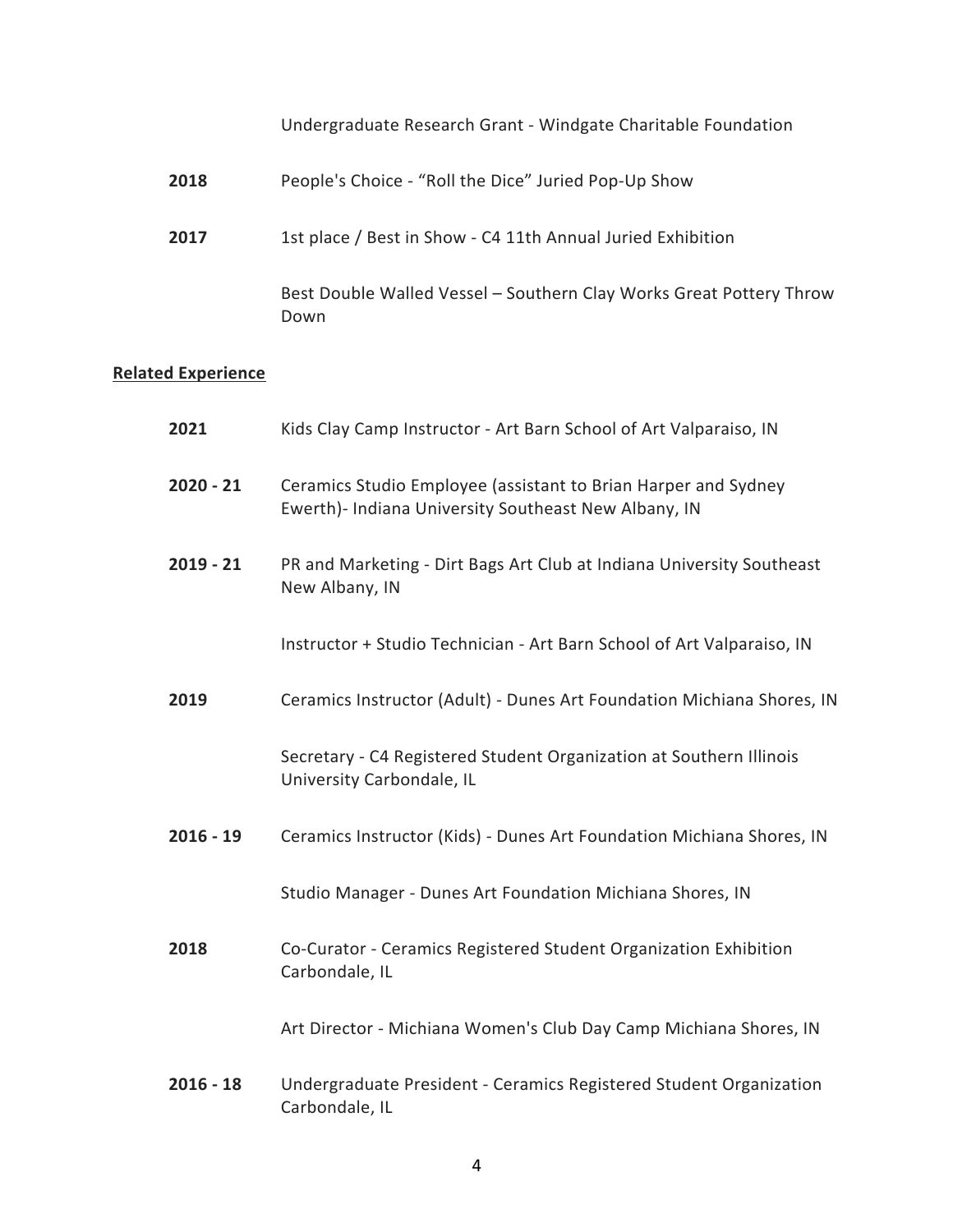| | |
|---|---|
| | Undergraduate Research Grant - Windgate Charitable Foundation |
| **2018** | People's Choice - “Roll the Dice” Juried Pop-Up Show |
| **2017** | 1st place / Best in Show - C4 11th Annual Juried Exhibition |
| | Best Double Walled Vessel – Southern Clay Works Great Pottery Throw Down |

## Related Experience

| | |
|---|---|
| **2021** | Kids Clay Camp Instructor - Art Barn School of Art Valparaiso, IN |
| **2020 - 21** | Ceramics Studio Employee (assistant to Brian Harper and Sydney Ewerth)- Indiana University Southeast New Albany, IN |
| **2019 - 21** | PR and Marketing - Dirt Bags Art Club at Indiana University Southeast New Albany, IN |
| | Instructor + Studio Technician - Art Barn School of Art Valparaiso, IN |
| **2019** | Ceramics Instructor (Adult) - Dunes Art Foundation Michiana Shores, IN |
| | Secretary - C4 Registered Student Organization at Southern Illinois University Carbondale, IL |
| **2016 - 19** | Ceramics Instructor (Kids) - Dunes Art Foundation Michiana Shores, IN |
| | Studio Manager - Dunes Art Foundation Michiana Shores, IN |
| **2018** | Co-Curator - Ceramics Registered Student Organization Exhibition Carbondale, IL |
| | Art Director - Michiana Women's Club Day Camp Michiana Shores, IN |
| **2016 - 18** | Undergraduate President - Ceramics Registered Student Organization Carbondale, IL |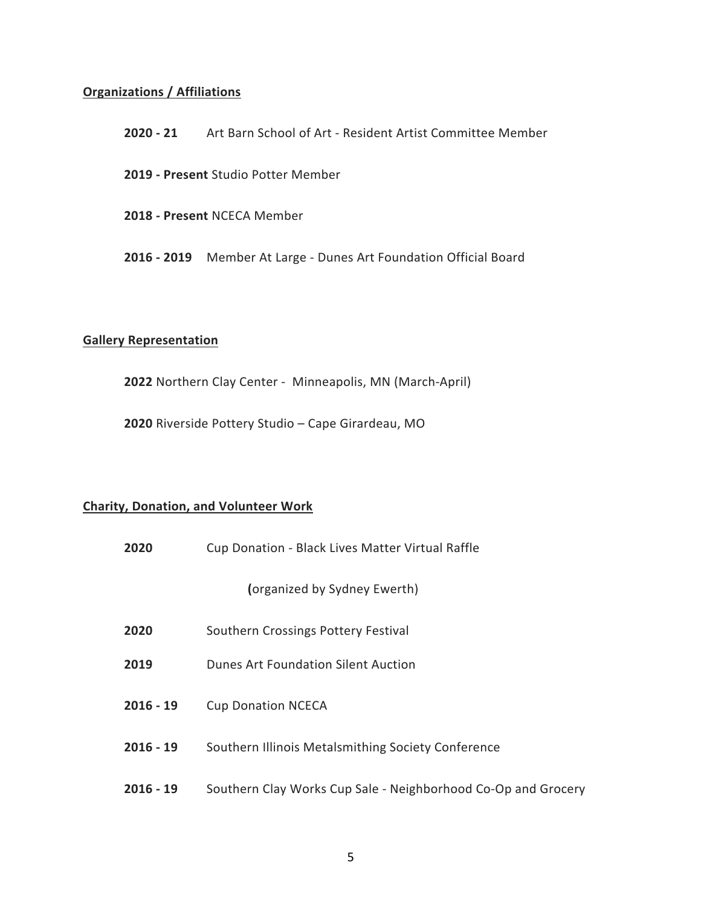## Organizations / Affiliations

**2020 - 21** Art Barn School of Art - Resident Artist Committee Member

**2019 - Present** Studio Potter Member

**2018 - Present** NCECA Member

**2016 - 2019** Member At Large - Dunes Art Foundation Official Board

## Gallery Representation

**2022** Northern Clay Center - Minneapolis, MN (March-April)

**2020** Riverside Pottery Studio – Cape Girardeau, MO

## Charity, Donation, and Volunteer Work

**2020** Cup Donation - Black Lives Matter Virtual Raffle

**(**organized by Sydney Ewerth)

**2020** Southern Crossings Pottery Festival

**2019** Dunes Art Foundation Silent Auction

**2016 - 19** Cup Donation NCECA

**2016 - 19** Southern Illinois Metalsmithing Society Conference

**2016 - 19** Southern Clay Works Cup Sale - Neighborhood Co-Op and Grocery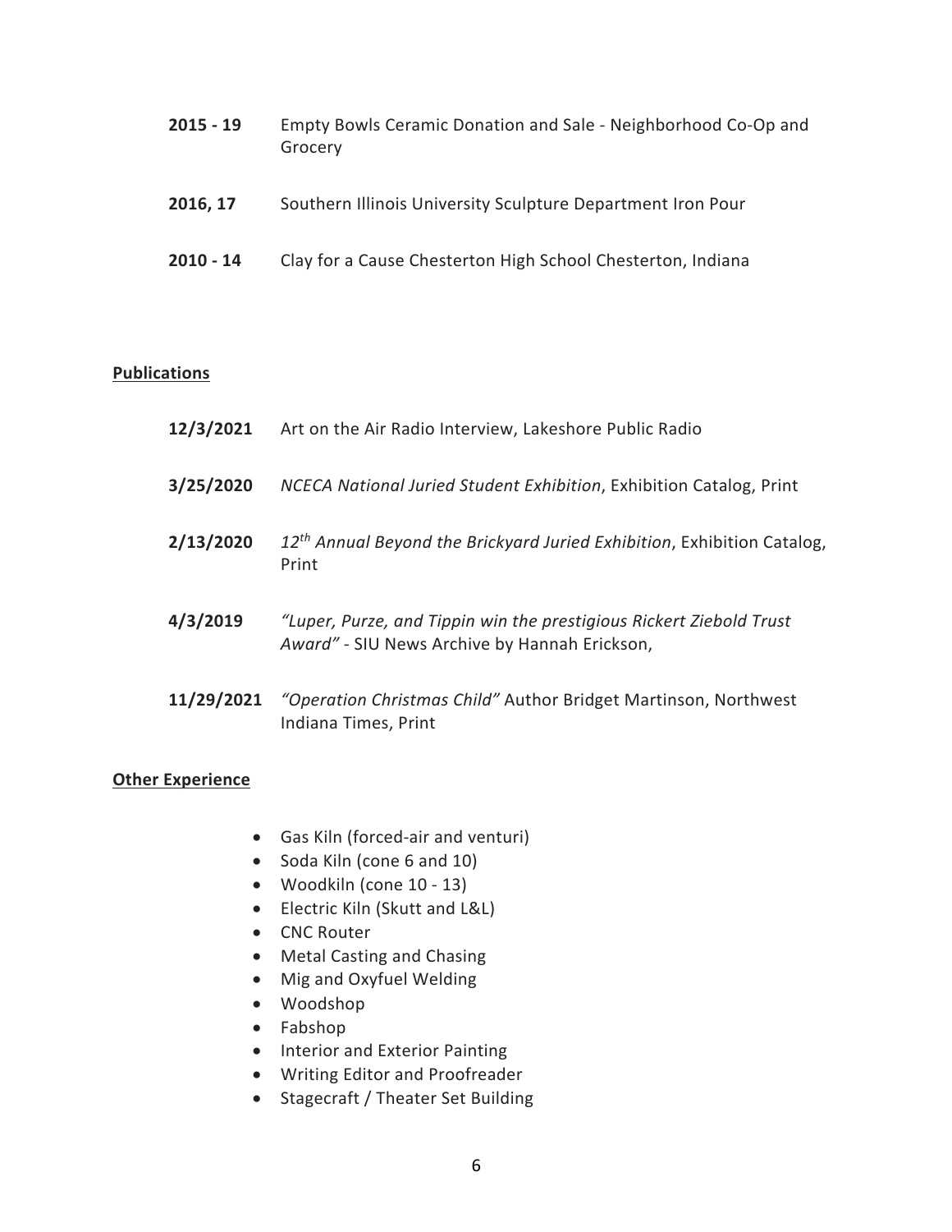**2015 - 19** Empty Bowls Ceramic Donation and Sale - Neighborhood Co-Op and Grocery

**2016, 17** Southern Illinois University Sculpture Department Iron Pour

**2010 - 14** Clay for a Cause Chesterton High School Chesterton, Indiana

## Publications

**12/3/2021** Art on the Air Radio Interview, Lakeshore Public Radio

**3/25/2020** *NCECA National Juried Student Exhibition*, Exhibition Catalog, Print

**2/13/2020** *12th Annual Beyond the Brickyard Juried Exhibition*, Exhibition Catalog, Print

**4/3/2019** *"Luper, Purze, and Tippin win the prestigious Rickert Ziebold Trust Award"* - SIU News Archive by Hannah Erickson,

**11/29/2021** *"Operation Christmas Child"* Author Bridget Martinson, Northwest Indiana Times, Print

## Other Experience

- Gas Kiln (forced-air and venturi)
- Soda Kiln (cone 6 and 10)
- Woodkiln (cone 10 - 13)
- Electric Kiln (Skutt and L&L)
- CNC Router
- Metal Casting and Chasing
- Mig and Oxyfuel Welding
- Woodshop
- Fabshop
- Interior and Exterior Painting
- Writing Editor and Proofreader
- Stagecraft / Theater Set Building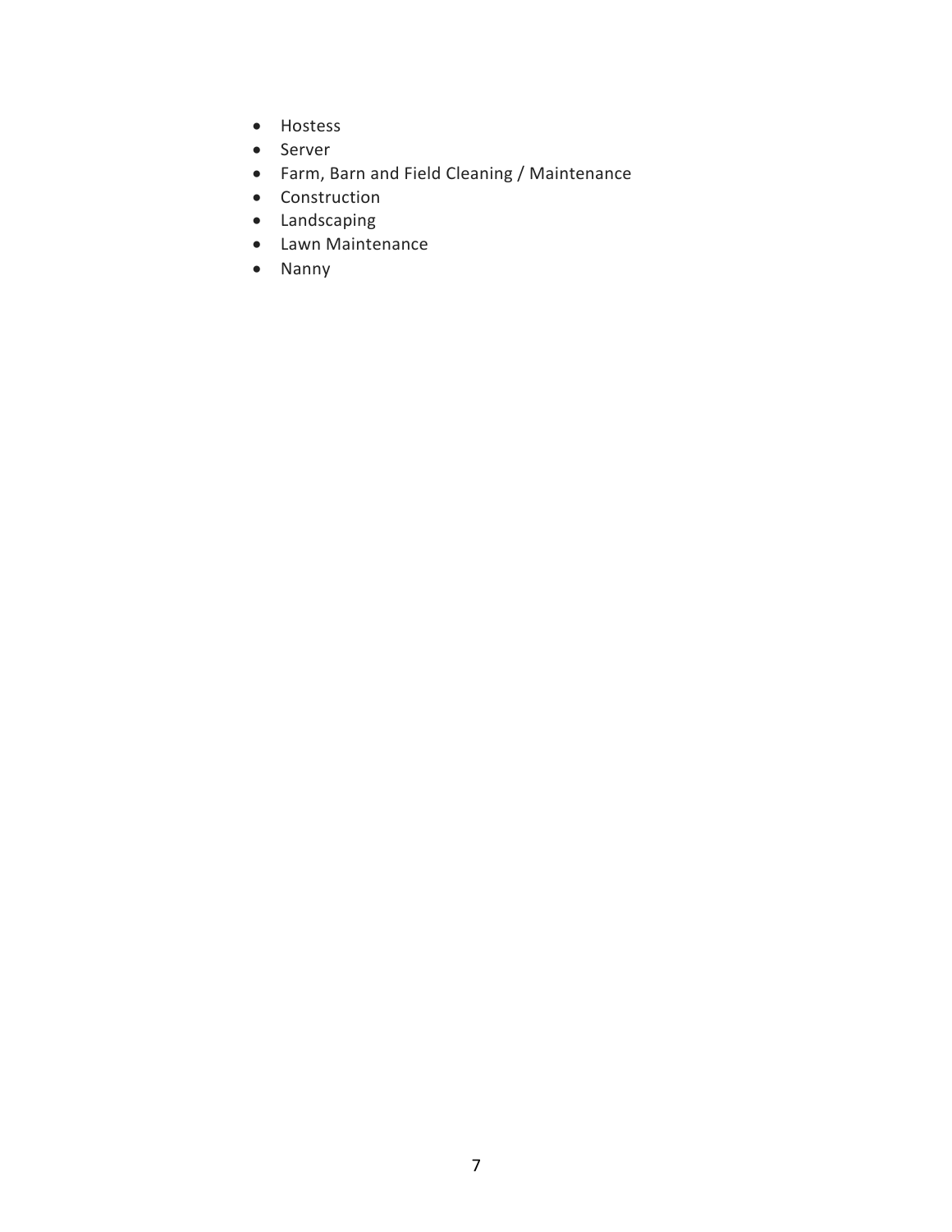- Hostess
- Server
- Farm, Barn and Field Cleaning / Maintenance
- Construction
- Landscaping
- Lawn Maintenance
- Nanny